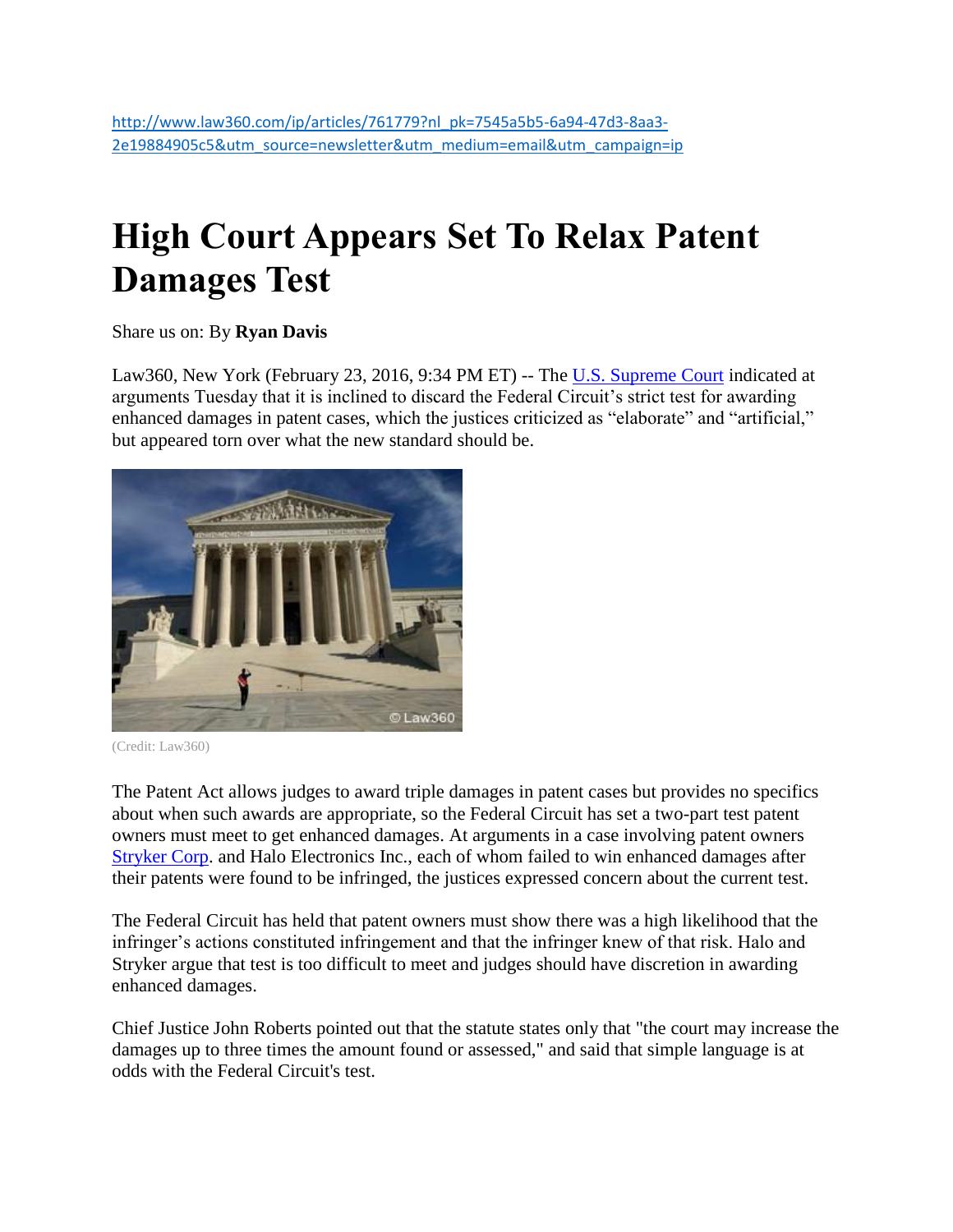http://www.law360.com/ip/articles/761779?nl_pk=7545a5b5-6a94-47d3-8aa3-2e19884905c5&utm_source=newsletter&utm_medium=email&utm_campaign=ip

# High Court Appears Set To Relax Patent Damages Test

Share us on: By **Ryan Davis**

Law360, New York (February 23, 2016, 9:34 PM ET) -- The U.S. Supreme Court indicated at arguments Tuesday that it is inclined to discard the Federal Circuit's strict test for awarding enhanced damages in patent cases, which the justices criticized as "elaborate" and "artificial," but appeared torn over what the new standard should be.

(Credit: Law360)

The Patent Act allows judges to award triple damages in patent cases but provides no specifics about when such awards are appropriate, so the Federal Circuit has set a two-part test patent owners must meet to get enhanced damages. At arguments in a case involving patent owners Stryker Corp. and Halo Electronics Inc., each of whom failed to win enhanced damages after their patents were found to be infringed, the justices expressed concern about the current test.

The Federal Circuit has held that patent owners must show there was a high likelihood that the infringer's actions constituted infringement and that the infringer knew of that risk. Halo and Stryker argue that test is too difficult to meet and judges should have discretion in awarding enhanced damages.

Chief Justice John Roberts pointed out that the statute states only that "the court may increase the damages up to three times the amount found or assessed," and said that simple language is at odds with the Federal Circuit's test.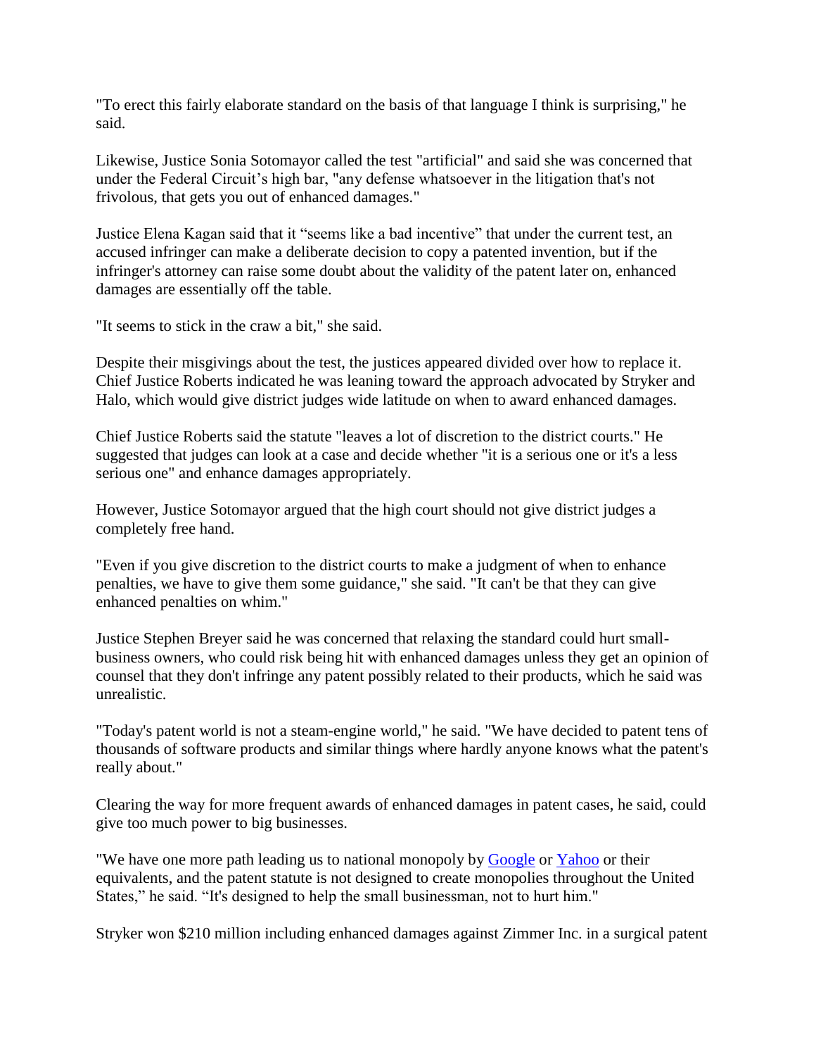"To erect this fairly elaborate standard on the basis of that language I think is surprising," he said.

Likewise, Justice Sonia Sotomayor called the test "artificial" and said she was concerned that under the Federal Circuit's high bar, "any defense whatsoever in the litigation that's not frivolous, that gets you out of enhanced damages."

Justice Elena Kagan said that it "seems like a bad incentive" that under the current test, an accused infringer can make a deliberate decision to copy a patented invention, but if the infringer's attorney can raise some doubt about the validity of the patent later on, enhanced damages are essentially off the table.

"It seems to stick in the craw a bit," she said.

Despite their misgivings about the test, the justices appeared divided over how to replace it. Chief Justice Roberts indicated he was leaning toward the approach advocated by Stryker and Halo, which would give district judges wide latitude on when to award enhanced damages.

Chief Justice Roberts said the statute "leaves a lot of discretion to the district courts." He suggested that judges can look at a case and decide whether "it is a serious one or it's a less serious one" and enhance damages appropriately.

However, Justice Sotomayor argued that the high court should not give district judges a completely free hand.

"Even if you give discretion to the district courts to make a judgment of when to enhance penalties, we have to give them some guidance," she said. "It can't be that they can give enhanced penalties on whim."

Justice Stephen Breyer said he was concerned that relaxing the standard could hurt small-business owners, who could risk being hit with enhanced damages unless they get an opinion of counsel that they don't infringe any patent possibly related to their products, which he said was unrealistic.

"Today's patent world is not a steam-engine world," he said. "We have decided to patent tens of thousands of software products and similar things where hardly anyone knows what the patent's really about."

Clearing the way for more frequent awards of enhanced damages in patent cases, he said, could give too much power to big businesses.

"We have one more path leading us to national monopoly by Google or Yahoo or their equivalents, and the patent statute is not designed to create monopolies throughout the United States," he said. "It's designed to help the small businessman, not to hurt him."

Stryker won $210 million including enhanced damages against Zimmer Inc. in a surgical patent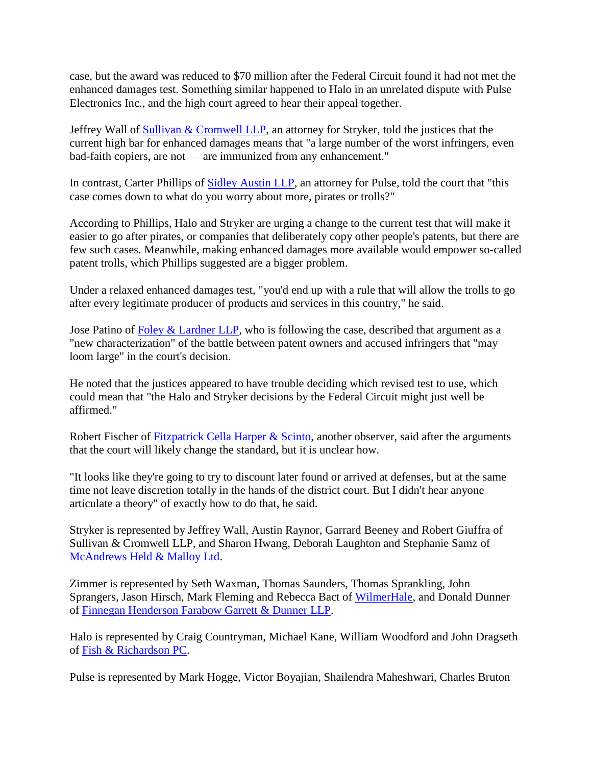case, but the award was reduced to $70 million after the Federal Circuit found it had not met the enhanced damages test. Something similar happened to Halo in an unrelated dispute with Pulse Electronics Inc., and the high court agreed to hear their appeal together.

Jeffrey Wall of [Sullivan & Cromwell LLP](), an attorney for Stryker, told the justices that the current high bar for enhanced damages means that "a large number of the worst infringers, even bad-faith copiers, are not — are immunized from any enhancement."

In contrast, Carter Phillips of [Sidley Austin LLP](), an attorney for Pulse, told the court that "this case comes down to what do you worry about more, pirates or trolls?"

According to Phillips, Halo and Stryker are urging a change to the current test that will make it easier to go after pirates, or companies that deliberately copy other people's patents, but there are few such cases. Meanwhile, making enhanced damages more available would empower so-called patent trolls, which Phillips suggested are a bigger problem.

Under a relaxed enhanced damages test, "you'd end up with a rule that will allow the trolls to go after every legitimate producer of products and services in this country," he said.

Jose Patino of [Foley & Lardner LLP](), who is following the case, described that argument as a "new characterization" of the battle between patent owners and accused infringers that "may loom large" in the court's decision.

He noted that the justices appeared to have trouble deciding which revised test to use, which could mean that "the Halo and Stryker decisions by the Federal Circuit might just well be affirmed."

Robert Fischer of [Fitzpatrick Cella Harper & Scinto](), another observer, said after the arguments that the court will likely change the standard, but it is unclear how.

"It looks like they're going to try to discount later found or arrived at defenses, but at the same time not leave discretion totally in the hands of the district court. But I didn't hear anyone articulate a theory" of exactly how to do that, he said.

Stryker is represented by Jeffrey Wall, Austin Raynor, Garrard Beeney and Robert Giuffra of Sullivan & Cromwell LLP, and Sharon Hwang, Deborah Laughton and Stephanie Samz of [McAndrews Held & Malloy Ltd]().

Zimmer is represented by Seth Waxman, Thomas Saunders, Thomas Sprankling, John Sprangers, Jason Hirsch, Mark Fleming and Rebecca Bact of [WilmerHale](), and Donald Dunner of [Finnegan Henderson Farabow Garrett & Dunner LLP]().

Halo is represented by Craig Countryman, Michael Kane, William Woodford and John Dragseth of [Fish & Richardson PC]().

Pulse is represented by Mark Hogge, Victor Boyajian, Shailendra Maheshwari, Charles Bruton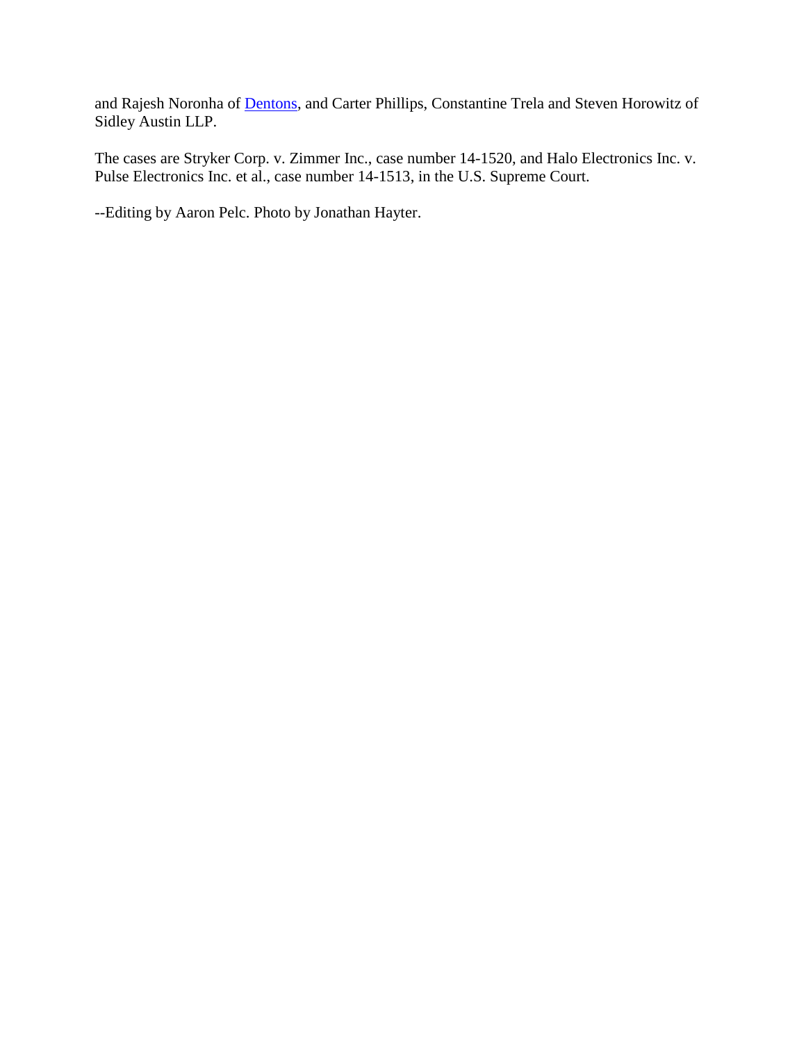and Rajesh Noronha of Dentons, and Carter Phillips, Constantine Trela and Steven Horowitz of Sidley Austin LLP.

The cases are Stryker Corp. v. Zimmer Inc., case number 14-1520, and Halo Electronics Inc. v. Pulse Electronics Inc. et al., case number 14-1513, in the U.S. Supreme Court.

--Editing by Aaron Pelc. Photo by Jonathan Hayter.